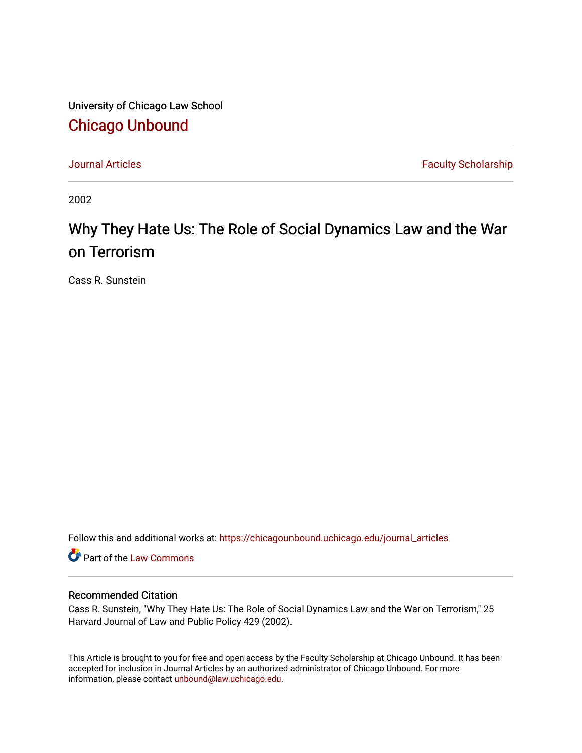University of Chicago Law School

# Chicago Unbound

Journal Articles | Faculty Scholarship

2002

# Why They Hate Us: The Role of Social Dynamics Law and the War on Terrorism

Cass R. Sunstein

Follow this and additional works at: https://chicagounbound.uchicago.edu/journal_articles

Part of the Law Commons

### Recommended Citation

Cass R. Sunstein, "Why They Hate Us: The Role of Social Dynamics Law and the War on Terrorism," 25 Harvard Journal of Law and Public Policy 429 (2002).

This Article is brought to you for free and open access by the Faculty Scholarship at Chicago Unbound. It has been accepted for inclusion in Journal Articles by an authorized administrator of Chicago Unbound. For more information, please contact unbound@law.uchicago.edu.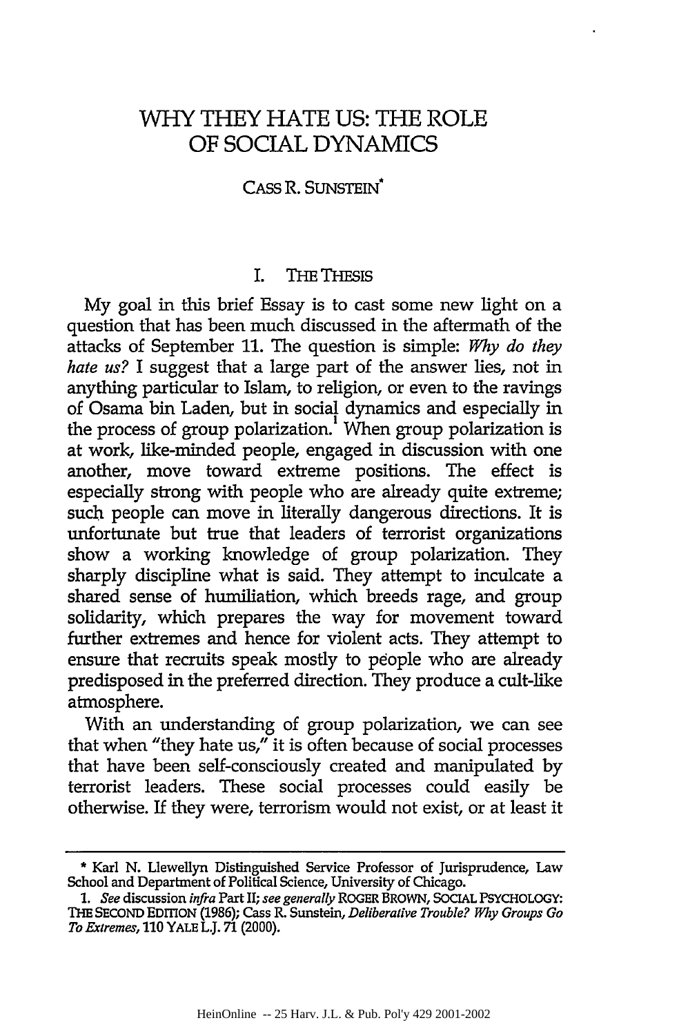# WHY THEY HATE US: THE ROLE OF SOCIAL DYNAMICS

CASS R. SUNSTEIN*

## I. THE THESIS

My goal in this brief Essay is to cast some new light on a question that has been much discussed in the aftermath of the attacks of September 11. The question is simple: *Why do they hate us?* I suggest that a large part of the answer lies, not in anything particular to Islam, to religion, or even to the ravings of Osama bin Laden, but in social dynamics and especially in the process of group polarization.[1] When group polarization is at work, like-minded people, engaged in discussion with one another, move toward extreme positions. The effect is especially strong with people who are already quite extreme; such people can move in literally dangerous directions. It is unfortunate but true that leaders of terrorist organizations show a working knowledge of group polarization. They sharply discipline what is said. They attempt to inculcate a shared sense of humiliation, which breeds rage, and group solidarity, which prepares the way for movement toward further extremes and hence for violent acts. They attempt to ensure that recruits speak mostly to people who are already predisposed in the preferred direction. They produce a cult-like atmosphere.

With an understanding of group polarization, we can see that when "they hate us," it is often because of social processes that have been self-consciously created and manipulated by terrorist leaders. These social processes could easily be otherwise. If they were, terrorism would not exist, or at least it

---

\* Karl N. Llewellyn Distinguished Service Professor of Jurisprudence, Law School and Department of Political Science, University of Chicago.

1. *See* discussion *infra* Part II; *see generally* ROGER BROWN, SOCIAL PSYCHOLOGY: THE SECOND EDITION (1986); Cass R. Sunstein, *Deliberative Trouble? Why Groups Go To Extremes*, 110 YALE L.J. 71 (2000).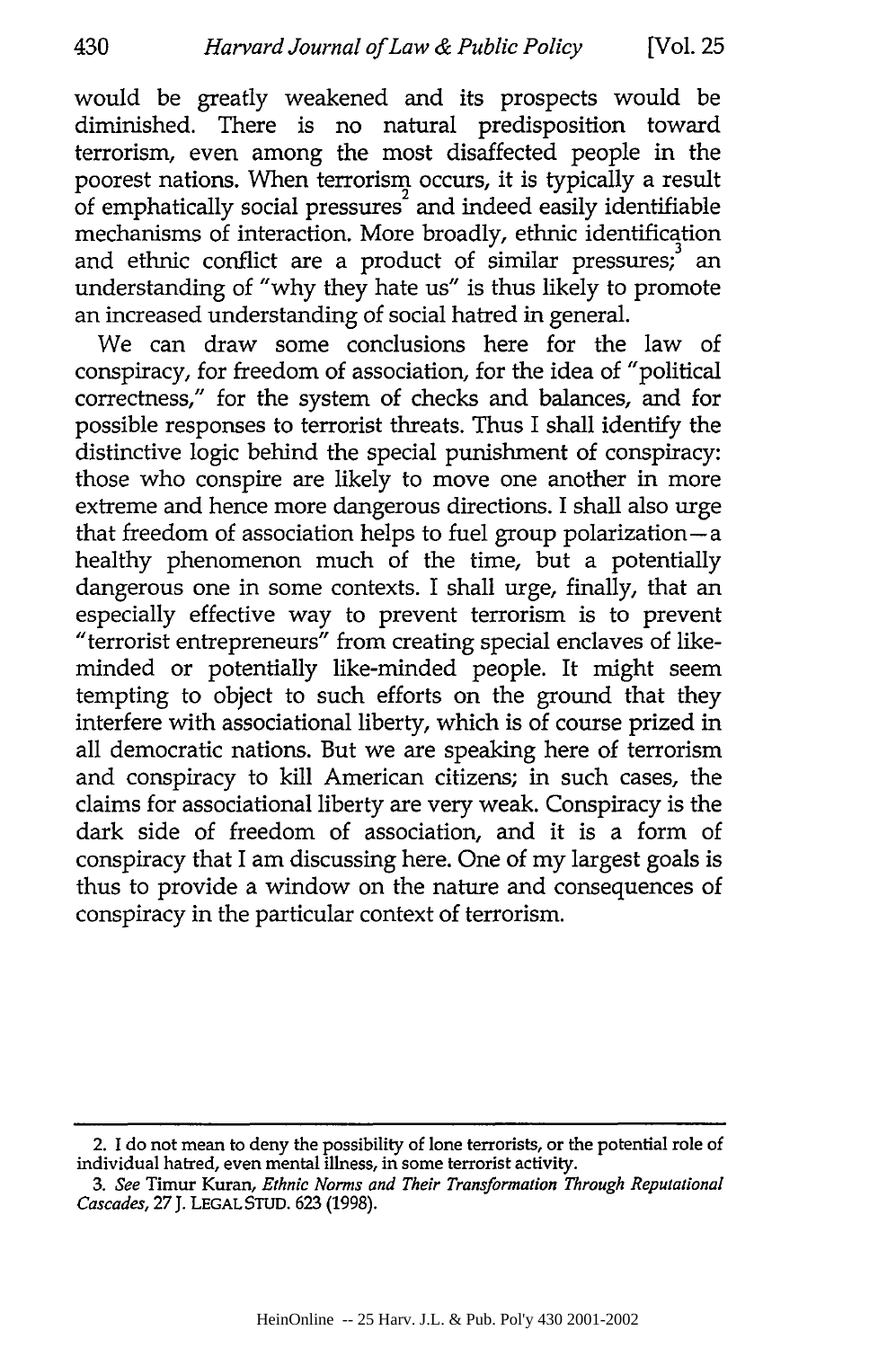would be greatly weakened and its prospects would be diminished. There is no natural predisposition toward terrorism, even among the most disaffected people in the poorest nations. When terrorism occurs, it is typically a result of emphatically social pressures[2] and indeed easily identifiable mechanisms of interaction. More broadly, ethnic identification and ethnic conflict are a product of similar pressures;[3] an understanding of "why they hate us" is thus likely to promote an increased understanding of social hatred in general.

We can draw some conclusions here for the law of conspiracy, for freedom of association, for the idea of "political correctness," for the system of checks and balances, and for possible responses to terrorist threats. Thus I shall identify the distinctive logic behind the special punishment of conspiracy: those who conspire are likely to move one another in more extreme and hence more dangerous directions. I shall also urge that freedom of association helps to fuel group polarization—a healthy phenomenon much of the time, but a potentially dangerous one in some contexts. I shall urge, finally, that an especially effective way to prevent terrorism is to prevent "terrorist entrepreneurs" from creating special enclaves of like-minded or potentially like-minded people. It might seem tempting to object to such efforts on the ground that they interfere with associational liberty, which is of course prized in all democratic nations. But we are speaking here of terrorism and conspiracy to kill American citizens; in such cases, the claims for associational liberty are very weak. Conspiracy is the dark side of freedom of association, and it is a form of conspiracy that I am discussing here. One of my largest goals is thus to provide a window on the nature and consequences of conspiracy in the particular context of terrorism.

---

2. I do not mean to deny the possibility of lone terrorists, or the potential role of individual hatred, even mental illness, in some terrorist activity.

3. *See* Timur Kuran, *Ethnic Norms and Their Transformation Through Reputational Cascades*, 27 J. LEGAL STUD. 623 (1998).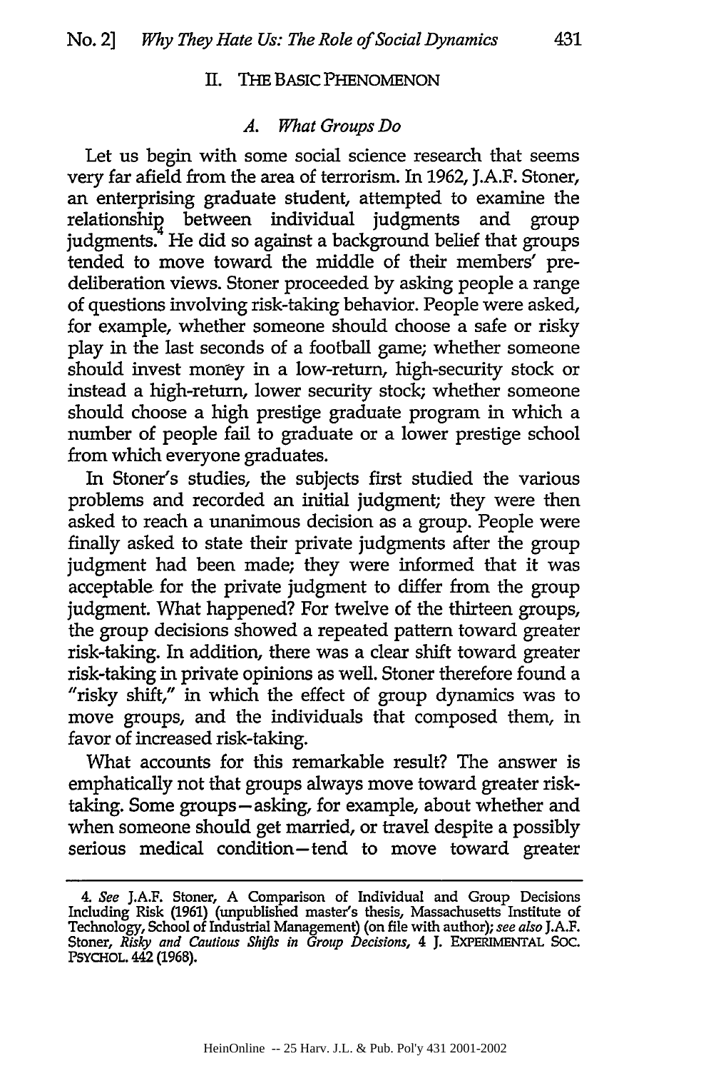## II. THE BASIC PHENOMENON

### *A. What Groups Do*

Let us begin with some social science research that seems very far afield from the area of terrorism. In 1962, J.A.F. Stoner, an enterprising graduate student, attempted to examine the relationship between individual judgments and group judgments.[4] He did so against a background belief that groups tended to move toward the middle of their members' pre-deliberation views. Stoner proceeded by asking people a range of questions involving risk-taking behavior. People were asked, for example, whether someone should choose a safe or risky play in the last seconds of a football game; whether someone should invest money in a low-return, high-security stock or instead a high-return, lower security stock; whether someone should choose a high prestige graduate program in which a number of people fail to graduate or a lower prestige school from which everyone graduates.

In Stoner's studies, the subjects first studied the various problems and recorded an initial judgment; they were then asked to reach a unanimous decision as a group. People were finally asked to state their private judgments after the group judgment had been made; they were informed that it was acceptable for the private judgment to differ from the group judgment. What happened? For twelve of the thirteen groups, the group decisions showed a repeated pattern toward greater risk-taking. In addition, there was a clear shift toward greater risk-taking in private opinions as well. Stoner therefore found a "risky shift," in which the effect of group dynamics was to move groups, and the individuals that composed them, in favor of increased risk-taking.

What accounts for this remarkable result? The answer is emphatically not that groups always move toward greater risk-taking. Some groups—asking, for example, about whether and when someone should get married, or travel despite a possibly serious medical condition—tend to move toward greater

---

4. *See* J.A.F. Stoner, A Comparison of Individual and Group Decisions Including Risk (1961) (unpublished master's thesis, Massachusetts Institute of Technology, School of Industrial Management) (on file with author); *see also* J.A.F. Stoner, *Risky and Cautious Shifts in Group Decisions*, 4 J. EXPERIMENTAL SOC. PSYCHOL. 442 (1968).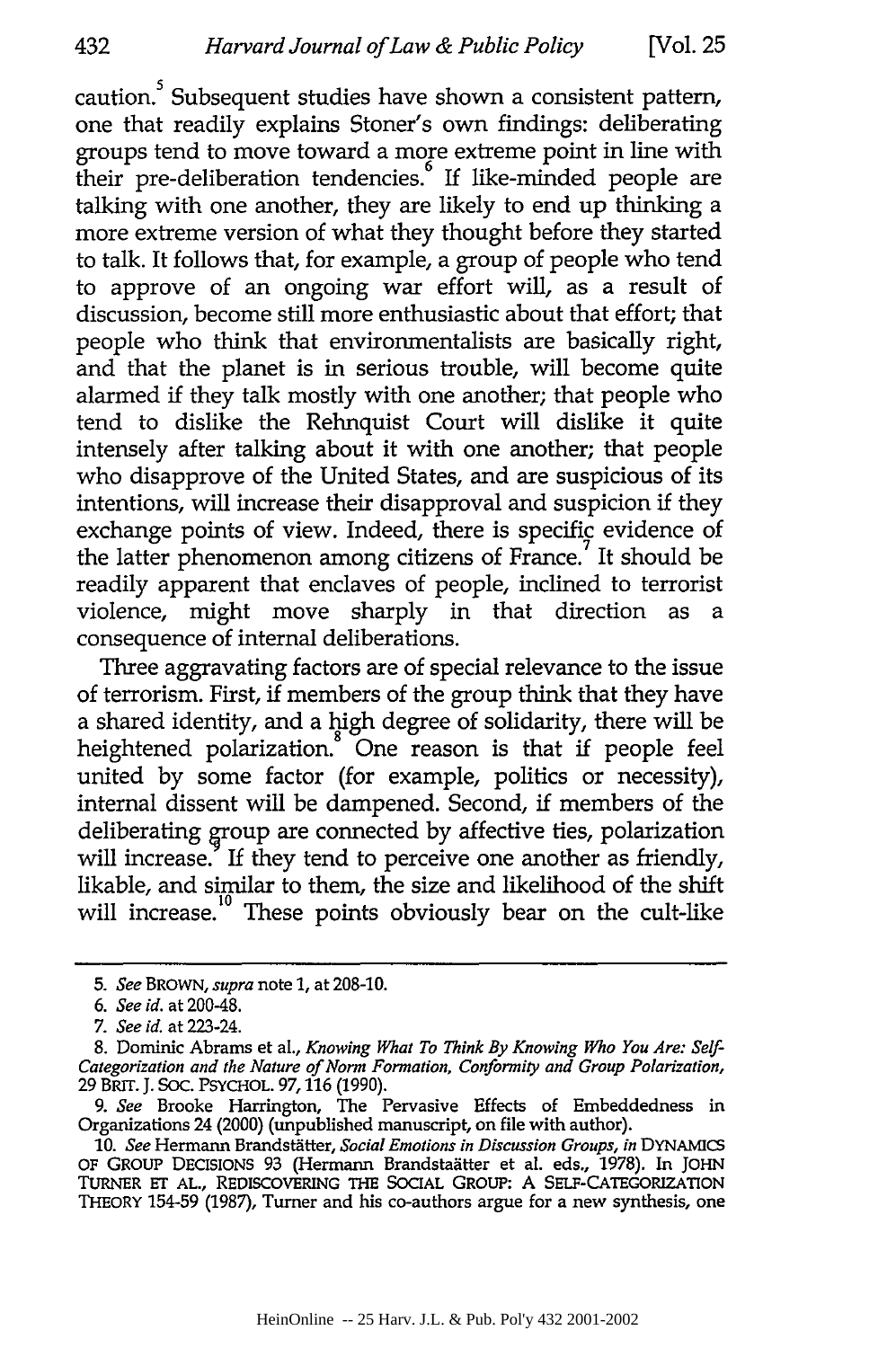caution.[5] Subsequent studies have shown a consistent pattern, one that readily explains Stoner's own findings: deliberating groups tend to move toward a more extreme point in line with their pre-deliberation tendencies.[6] If like-minded people are talking with one another, they are likely to end up thinking a more extreme version of what they thought before they started to talk. It follows that, for example, a group of people who tend to approve of an ongoing war effort will, as a result of discussion, become still more enthusiastic about that effort; that people who think that environmentalists are basically right, and that the planet is in serious trouble, will become quite alarmed if they talk mostly with one another; that people who tend to dislike the Rehnquist Court will dislike it quite intensely after talking about it with one another; that people who disapprove of the United States, and are suspicious of its intentions, will increase their disapproval and suspicion if they exchange points of view. Indeed, there is specific evidence of the latter phenomenon among citizens of France.[7] It should be readily apparent that enclaves of people, inclined to terrorist violence, might move sharply in that direction as a consequence of internal deliberations.

Three aggravating factors are of special relevance to the issue of terrorism. First, if members of the group think that they have a shared identity, and a high degree of solidarity, there will be heightened polarization.[8] One reason is that if people feel united by some factor (for example, politics or necessity), internal dissent will be dampened. Second, if members of the deliberating group are connected by affective ties, polarization will increase.[9] If they tend to perceive one another as friendly, likable, and similar to them, the size and likelihood of the shift will increase.[10] These points obviously bear on the cult-like

---

5. *See* BROWN, *supra* note 1, at 208-10.

6. *See id.* at 200-48.

7. *See id.* at 223-24.

8. Dominic Abrams et al., *Knowing What To Think By Knowing Who You Are: Self-Categorization and the Nature of Norm Formation, Conformity and Group Polarization*, 29 BRIT. J. SOC. PSYCHOL. 97, 116 (1990).

9. *See* Brooke Harrington, The Pervasive Effects of Embeddedness in Organizations 24 (2000) (unpublished manuscript, on file with author).

10. *See* Hermann Brandstätter, *Social Emotions in Discussion Groups*, *in* DYNAMICS OF GROUP DECISIONS 93 (Hermann Brandstaätter et al. eds., 1978). In JOHN TURNER ET AL., REDISCOVERING THE SOCIAL GROUP: A SELF-CATEGORIZATION THEORY 154-59 (1987), Turner and his co-authors argue for a new synthesis, one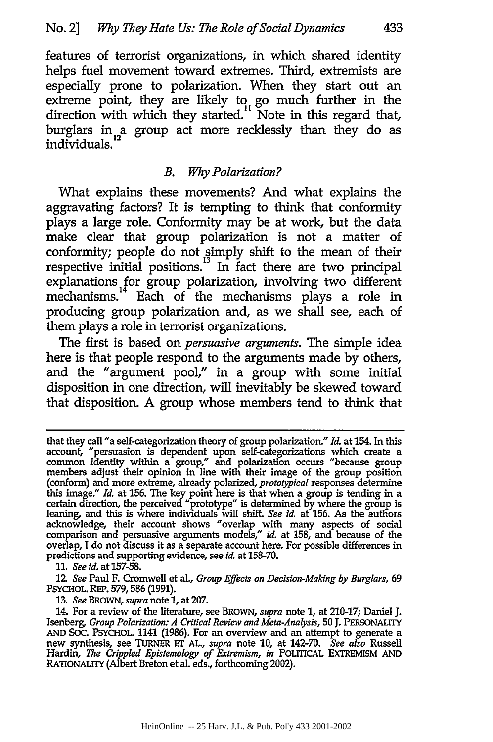features of terrorist organizations, in which shared identity helps fuel movement toward extremes. Third, extremists are especially prone to polarization. When they start out an extreme point, they are likely to go much further in the direction with which they started.[11] Note in this regard that, burglars in a group act more recklessly than they do as individuals.[12]

### B. *Why Polarization?*

What explains these movements? And what explains the aggravating factors? It is tempting to think that conformity plays a large role. Conformity may be at work, but the data make clear that group polarization is not a matter of conformity; people do not simply shift to the mean of their respective initial positions.[13] In fact there are two principal explanations for group polarization, involving two different mechanisms.[14] Each of the mechanisms plays a role in producing group polarization and, as we shall see, each of them plays a role in terrorist organizations.

The first is based on *persuasive arguments*. The simple idea here is that people respond to the arguments made by others, and the "argument pool," in a group with some initial disposition in one direction, will inevitably be skewed toward that disposition. A group whose members tend to think that

---

that they call "a self-categorization theory of group polarization." *Id.* at 154. In this account, "persuasion is dependent upon self-categorizations which create a common identity within a group," and polarization occurs "because group members adjust their opinion in line with their image of the group position (conform) and more extreme, already polarized, *prototypical* responses determine this image." *Id.* at 156. The key point here is that when a group is tending in a certain direction, the perceived "prototype" is determined by where the group is leaning, and this is where individuals will shift. *See id.* at 156. As the authors acknowledge, their account shows "overlap with many aspects of social comparison and persuasive arguments models," *id.* at 158, and because of the overlap, I do not discuss it as a separate account here. For possible differences in predictions and supporting evidence, see *id.* at 158-70.

11. *See id.* at 157-58.

12. *See* Paul F. Cromwell et al., *Group Effects on Decision-Making by Burglars*, 69 PSYCHOL. REP. 579, 586 (1991).

13. *See* BROWN, *supra* note 1, at 207.

14. For a review of the literature, see BROWN, *supra* note 1, at 210-17; Daniel J. Isenberg, *Group Polarization: A Critical Review and Meta-Analysis*, 50 J. PERSONALITY AND SOC. PSYCHOL. 1141 (1986). For an overview and an attempt to generate a new synthesis, see TURNER ET AL., *supra* note 10, at 142-70. *See also* Russell Hardin, *The Crippled Epistemology of Extremism*, *in* POLITICAL EXTREMISM AND RATIONALITY (Albert Breton et al. eds., forthcoming 2002).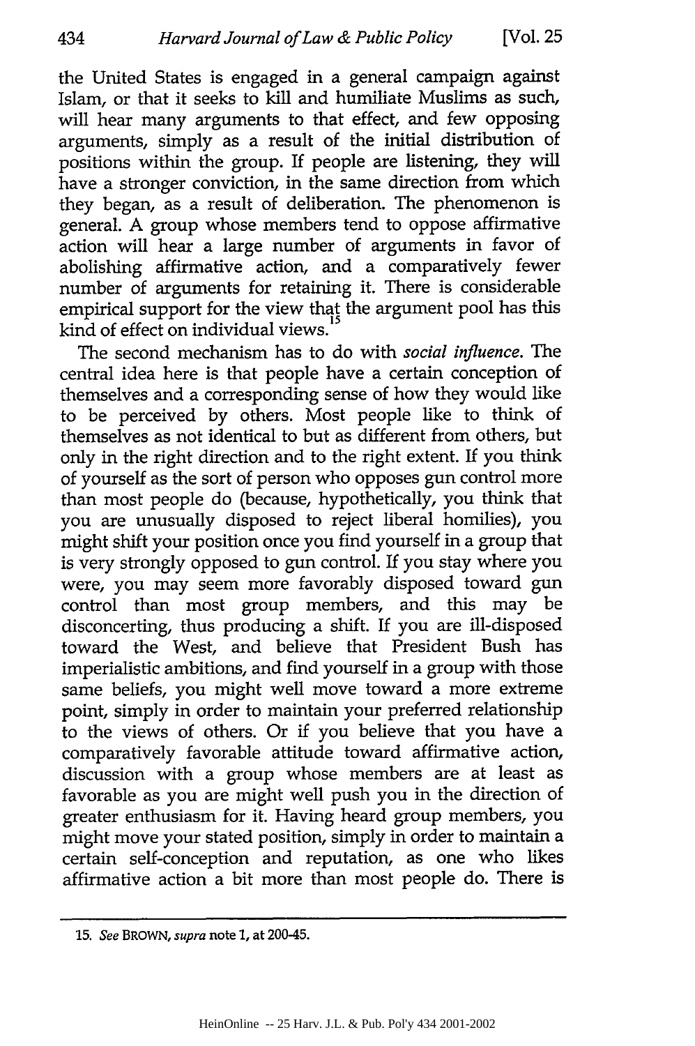the United States is engaged in a general campaign against Islam, or that it seeks to kill and humiliate Muslims as such, will hear many arguments to that effect, and few opposing arguments, simply as a result of the initial distribution of positions within the group. If people are listening, they will have a stronger conviction, in the same direction from which they began, as a result of deliberation. The phenomenon is general. A group whose members tend to oppose affirmative action will hear a large number of arguments in favor of abolishing affirmative action, and a comparatively fewer number of arguments for retaining it. There is considerable empirical support for the view that the argument pool has this kind of effect on individual views.[15]

The second mechanism has to do with *social influence*. The central idea here is that people have a certain conception of themselves and a corresponding sense of how they would like to be perceived by others. Most people like to think of themselves as not identical to but as different from others, but only in the right direction and to the right extent. If you think of yourself as the sort of person who opposes gun control more than most people do (because, hypothetically, you think that you are unusually disposed to reject liberal homilies), you might shift your position once you find yourself in a group that is very strongly opposed to gun control. If you stay where you were, you may seem more favorably disposed toward gun control than most group members, and this may be disconcerting, thus producing a shift. If you are ill-disposed toward the West, and believe that President Bush has imperialistic ambitions, and find yourself in a group with those same beliefs, you might well move toward a more extreme point, simply in order to maintain your preferred relationship to the views of others. Or if you believe that you have a comparatively favorable attitude toward affirmative action, discussion with a group whose members are at least as favorable as you are might well push you in the direction of greater enthusiasm for it. Having heard group members, you might move your stated position, simply in order to maintain a certain self-conception and reputation, as one who likes affirmative action a bit more than most people do. There is

15. *See* BROWN, *supra* note 1, at 200-45.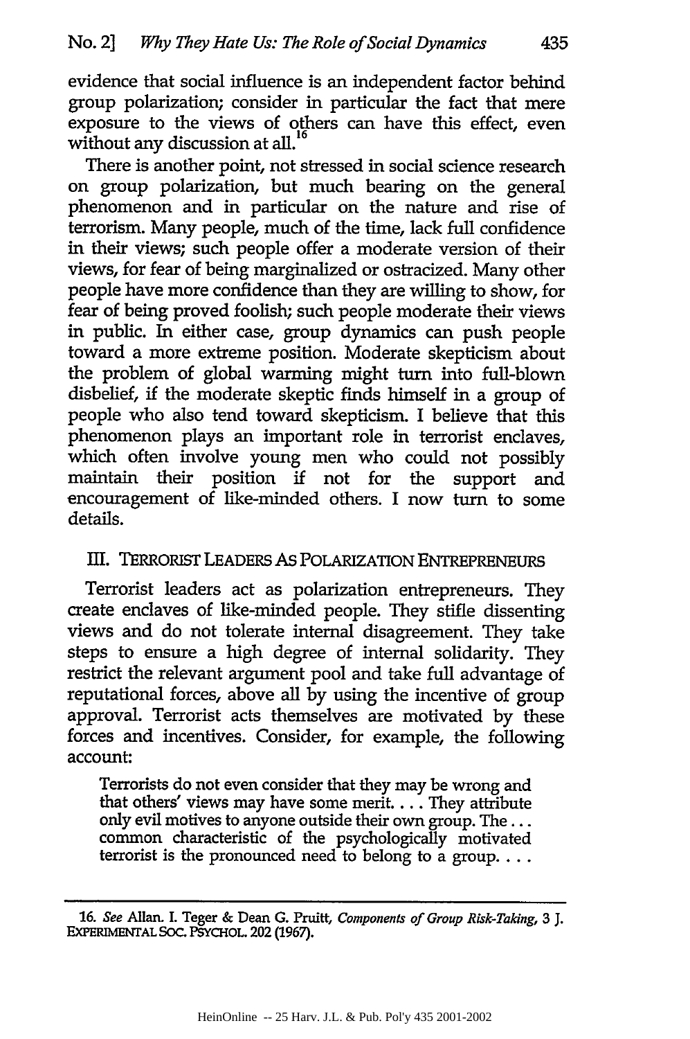evidence that social influence is an independent factor behind group polarization; consider in particular the fact that mere exposure to the views of others can have this effect, even without any discussion at all.[16]

There is another point, not stressed in social science research on group polarization, but much bearing on the general phenomenon and in particular on the nature and rise of terrorism. Many people, much of the time, lack full confidence in their views; such people offer a moderate version of their views, for fear of being marginalized or ostracized. Many other people have more confidence than they are willing to show, for fear of being proved foolish; such people moderate their views in public. In either case, group dynamics can push people toward a more extreme position. Moderate skepticism about the problem of global warming might turn into full-blown disbelief, if the moderate skeptic finds himself in a group of people who also tend toward skepticism. I believe that this phenomenon plays an important role in terrorist enclaves, which often involve young men who could not possibly maintain their position if not for the support and encouragement of like-minded others. I now turn to some details.

## III. TERRORIST LEADERS AS POLARIZATION ENTREPRENEURS

Terrorist leaders act as polarization entrepreneurs. They create enclaves of like-minded people. They stifle dissenting views and do not tolerate internal disagreement. They take steps to ensure a high degree of internal solidarity. They restrict the relevant argument pool and take full advantage of reputational forces, above all by using the incentive of group approval. Terrorist acts themselves are motivated by these forces and incentives. Consider, for example, the following account:

> Terrorists do not even consider that they may be wrong and that others' views may have some merit. . . . They attribute only evil motives to anyone outside their own group. The . . . common characteristic of the psychologically motivated terrorist is the pronounced need to belong to a group. . . .

16. *See* Allan. I. Teger & Dean G. Pruitt, *Components of Group Risk-Taking*, 3 J. EXPERIMENTAL SOC. PSYCHOL. 202 (1967).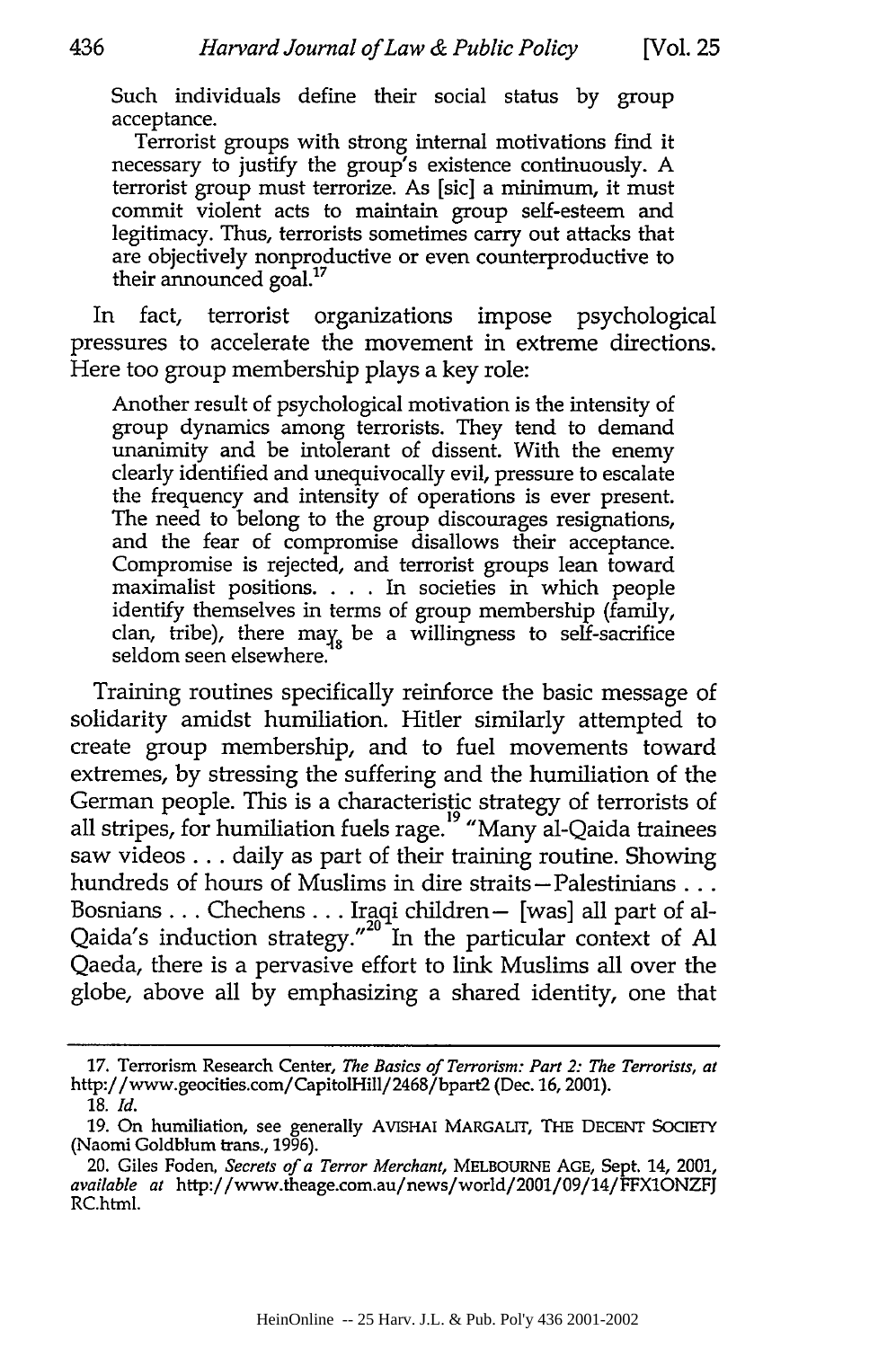Such individuals define their social status by group acceptance.

Terrorist groups with strong internal motivations find it necessary to justify the group's existence continuously. A terrorist group must terrorize. As [sic] a minimum, it must commit violent acts to maintain group self-esteem and legitimacy. Thus, terrorists sometimes carry out attacks that are objectively nonproductive or even counterproductive to their announced goal.[17]

In fact, terrorist organizations impose psychological pressures to accelerate the movement in extreme directions. Here too group membership plays a key role:

> Another result of psychological motivation is the intensity of group dynamics among terrorists. They tend to demand unanimity and be intolerant of dissent. With the enemy clearly identified and unequivocally evil, pressure to escalate the frequency and intensity of operations is ever present. The need to belong to the group discourages resignations, and the fear of compromise disallows their acceptance. Compromise is rejected, and terrorist groups lean toward maximalist positions. . . . In societies in which people identify themselves in terms of group membership (family, clan, tribe), there may be a willingness to self-sacrifice seldom seen elsewhere.[18]

Training routines specifically reinforce the basic message of solidarity amidst humiliation. Hitler similarly attempted to create group membership, and to fuel movements toward extremes, by stressing the suffering and the humiliation of the German people. This is a characteristic strategy of terrorists of all stripes, for humiliation fuels rage.[19] "Many al-Qaida trainees saw videos . . . daily as part of their training routine. Showing hundreds of hours of Muslims in dire straits—Palestinians . . . Bosnians . . . Chechens . . . Iraqi children— [was] all part of al-Qaida's induction strategy."[20] In the particular context of Al Qaeda, there is a pervasive effort to link Muslims all over the globe, above all by emphasizing a shared identity, one that

---

17. Terrorism Research Center, *The Basics of Terrorism: Part 2: The Terrorists*, *at* http://www.geocities.com/CapitolHill/2468/bpart2 (Dec. 16, 2001).

18. *Id.*

19. On humiliation, see generally AVISHAI MARGALIT, THE DECENT SOCIETY (Naomi Goldblum trans., 1996).

20. Giles Foden, *Secrets of a Terror Merchant*, MELBOURNE AGE, Sept. 14, 2001, *available at* http://www.theage.com.au/news/world/2001/09/14/FFX1ONZFJRC.html.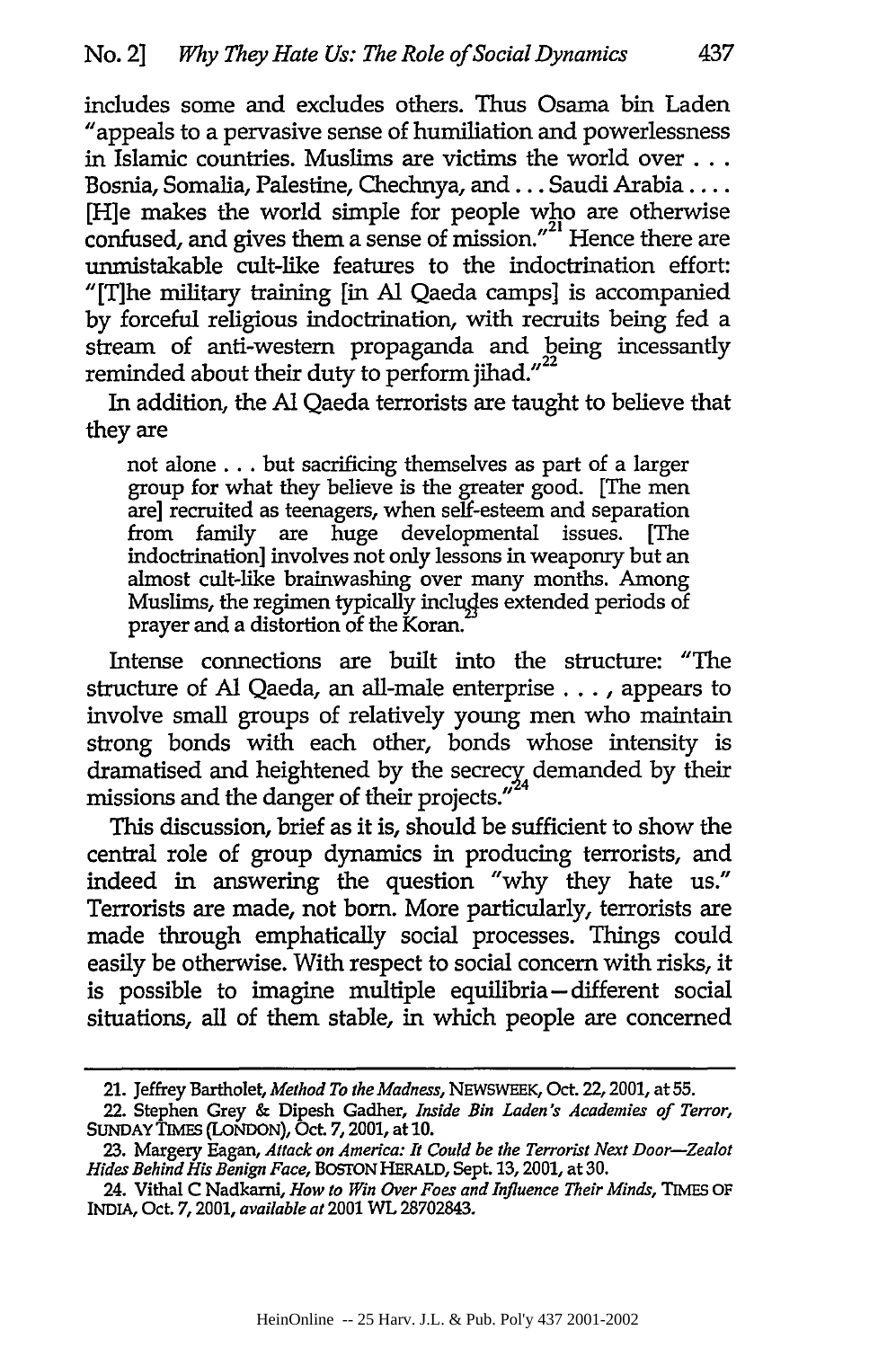includes some and excludes others. Thus Osama bin Laden "appeals to a pervasive sense of humiliation and powerlessness in Islamic countries. Muslims are victims the world over . . . Bosnia, Somalia, Palestine, Chechnya, and . . . Saudi Arabia . . . . [H]e makes the world simple for people who are otherwise confused, and gives them a sense of mission."[21] Hence there are unmistakable cult-like features to the indoctrination effort: "[T]he military training [in Al Qaeda camps] is accompanied by forceful religious indoctrination, with recruits being fed a stream of anti-western propaganda and being incessantly reminded about their duty to perform jihad."[22]

In addition, the Al Qaeda terrorists are taught to believe that they are

> not alone . . . but sacrificing themselves as part of a larger group for what they believe is the greater good. [The men are] recruited as teenagers, when self-esteem and separation from family are huge developmental issues. [The indoctrination] involves not only lessons in weaponry but an almost cult-like brainwashing over many months. Among Muslims, the regimen typically includes extended periods of prayer and a distortion of the Koran.[23]

Intense connections are built into the structure: "The structure of Al Qaeda, an all-male enterprise . . . , appears to involve small groups of relatively young men who maintain strong bonds with each other, bonds whose intensity is dramatised and heightened by the secrecy demanded by their missions and the danger of their projects."[24]

This discussion, brief as it is, should be sufficient to show the central role of group dynamics in producing terrorists, and indeed in answering the question "why they hate us." Terrorists are made, not born. More particularly, terrorists are made through emphatically social processes. Things could easily be otherwise. With respect to social concern with risks, it is possible to imagine multiple equilibria—different social situations, all of them stable, in which people are concerned

---

21. Jeffrey Bartholet, *Method To the Madness*, NEWSWEEK, Oct. 22, 2001, at 55.

22. Stephen Grey & Dipesh Gadher, *Inside Bin Laden's Academies of Terror*, SUNDAY TIMES (LONDON), Oct. 7, 2001, at 10.

23. Margery Eagan, *Attack on America: It Could be the Terrorist Next Door—Zealot Hides Behind His Benign Face*, BOSTON HERALD, Sept. 13, 2001, at 30.

24. Vithal C Nadkarni, *How to Win Over Foes and Influence Their Minds*, TIMES OF INDIA, Oct. 7, 2001, *available at* 2001 WL 28702843.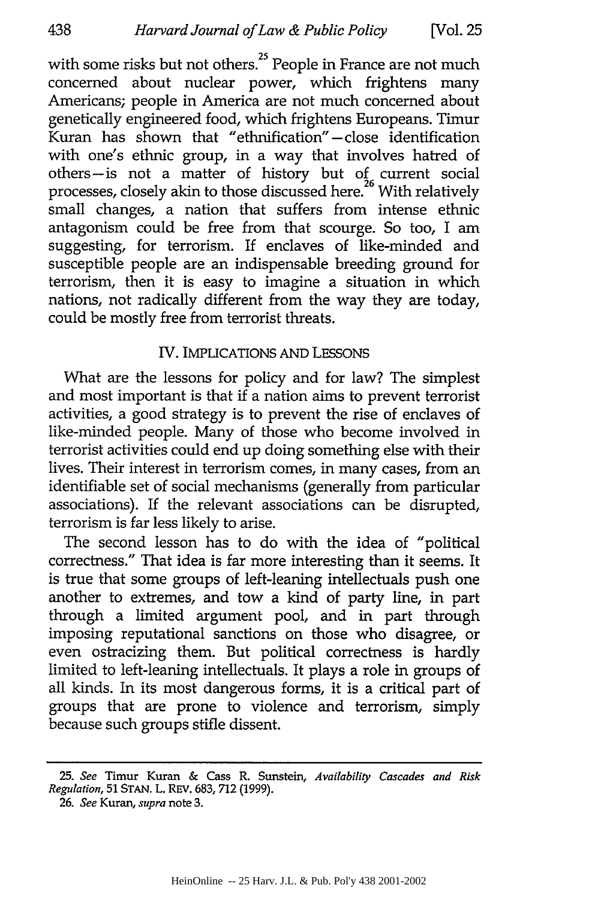with some risks but not others.[25] People in France are not much concerned about nuclear power, which frightens many Americans; people in America are not much concerned about genetically engineered food, which frightens Europeans. Timur Kuran has shown that "ethnification"—close identification with one's ethnic group, in a way that involves hatred of others—is not a matter of history but of current social processes, closely akin to those discussed here.[26] With relatively small changes, a nation that suffers from intense ethnic antagonism could be free from that scourge. So too, I am suggesting, for terrorism. If enclaves of like-minded and susceptible people are an indispensable breeding ground for terrorism, then it is easy to imagine a situation in which nations, not radically different from the way they are today, could be mostly free from terrorist threats.

## IV. IMPLICATIONS AND LESSONS

What are the lessons for policy and for law? The simplest and most important is that if a nation aims to prevent terrorist activities, a good strategy is to prevent the rise of enclaves of like-minded people. Many of those who become involved in terrorist activities could end up doing something else with their lives. Their interest in terrorism comes, in many cases, from an identifiable set of social mechanisms (generally from particular associations). If the relevant associations can be disrupted, terrorism is far less likely to arise.

The second lesson has to do with the idea of "political correctness." That idea is far more interesting than it seems. It is true that some groups of left-leaning intellectuals push one another to extremes, and tow a kind of party line, in part through a limited argument pool, and in part through imposing reputational sanctions on those who disagree, or even ostracizing them. But political correctness is hardly limited to left-leaning intellectuals. It plays a role in groups of all kinds. In its most dangerous forms, it is a critical part of groups that are prone to violence and terrorism, simply because such groups stifle dissent.

---

25. *See* Timur Kuran & Cass R. Sunstein, *Availability Cascades and Risk Regulation*, 51 STAN. L. REV. 683, 712 (1999).

26. *See* Kuran, *supra* note 3.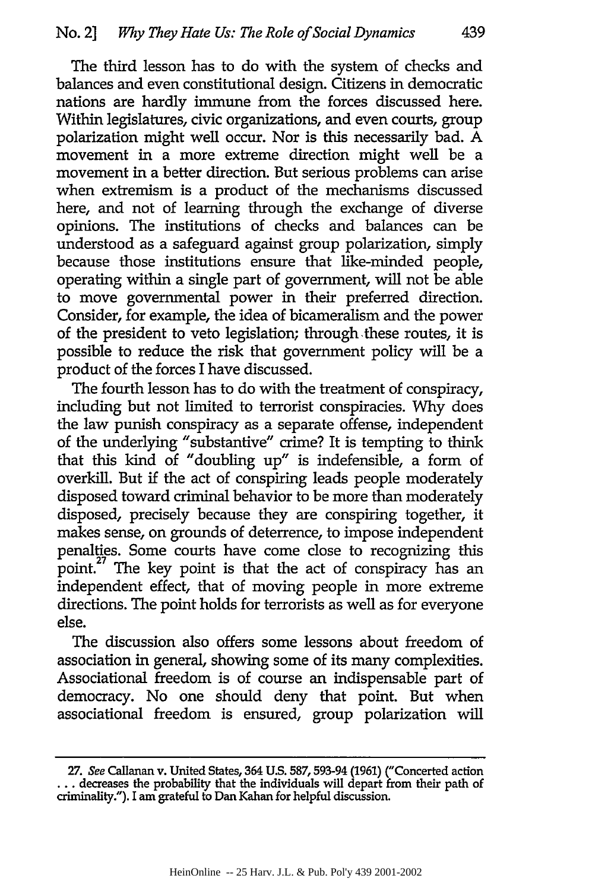The third lesson has to do with the system of checks and balances and even constitutional design. Citizens in democratic nations are hardly immune from the forces discussed here. Within legislatures, civic organizations, and even courts, group polarization might well occur. Nor is this necessarily bad. A movement in a more extreme direction might well be a movement in a better direction. But serious problems can arise when extremism is a product of the mechanisms discussed here, and not of learning through the exchange of diverse opinions. The institutions of checks and balances can be understood as a safeguard against group polarization, simply because those institutions ensure that like-minded people, operating within a single part of government, will not be able to move governmental power in their preferred direction. Consider, for example, the idea of bicameralism and the power of the president to veto legislation; through these routes, it is possible to reduce the risk that government policy will be a product of the forces I have discussed.

The fourth lesson has to do with the treatment of conspiracy, including but not limited to terrorist conspiracies. Why does the law punish conspiracy as a separate offense, independent of the underlying "substantive" crime? It is tempting to think that this kind of "doubling up" is indefensible, a form of overkill. But if the act of conspiring leads people moderately disposed toward criminal behavior to be more than moderately disposed, precisely because they are conspiring together, it makes sense, on grounds of deterrence, to impose independent penalties. Some courts have come close to recognizing this point.[27] The key point is that the act of conspiracy has an independent effect, that of moving people in more extreme directions. The point holds for terrorists as well as for everyone else.

The discussion also offers some lessons about freedom of association in general, showing some of its many complexities. Associational freedom is of course an indispensable part of democracy. No one should deny that point. But when associational freedom is ensured, group polarization will

---

27. *See* Callanan v. United States, 364 U.S. 587, 593-94 (1961) ("Concerted action . . . decreases the probability that the individuals will depart from their path of criminality."). I am grateful to Dan Kahan for helpful discussion.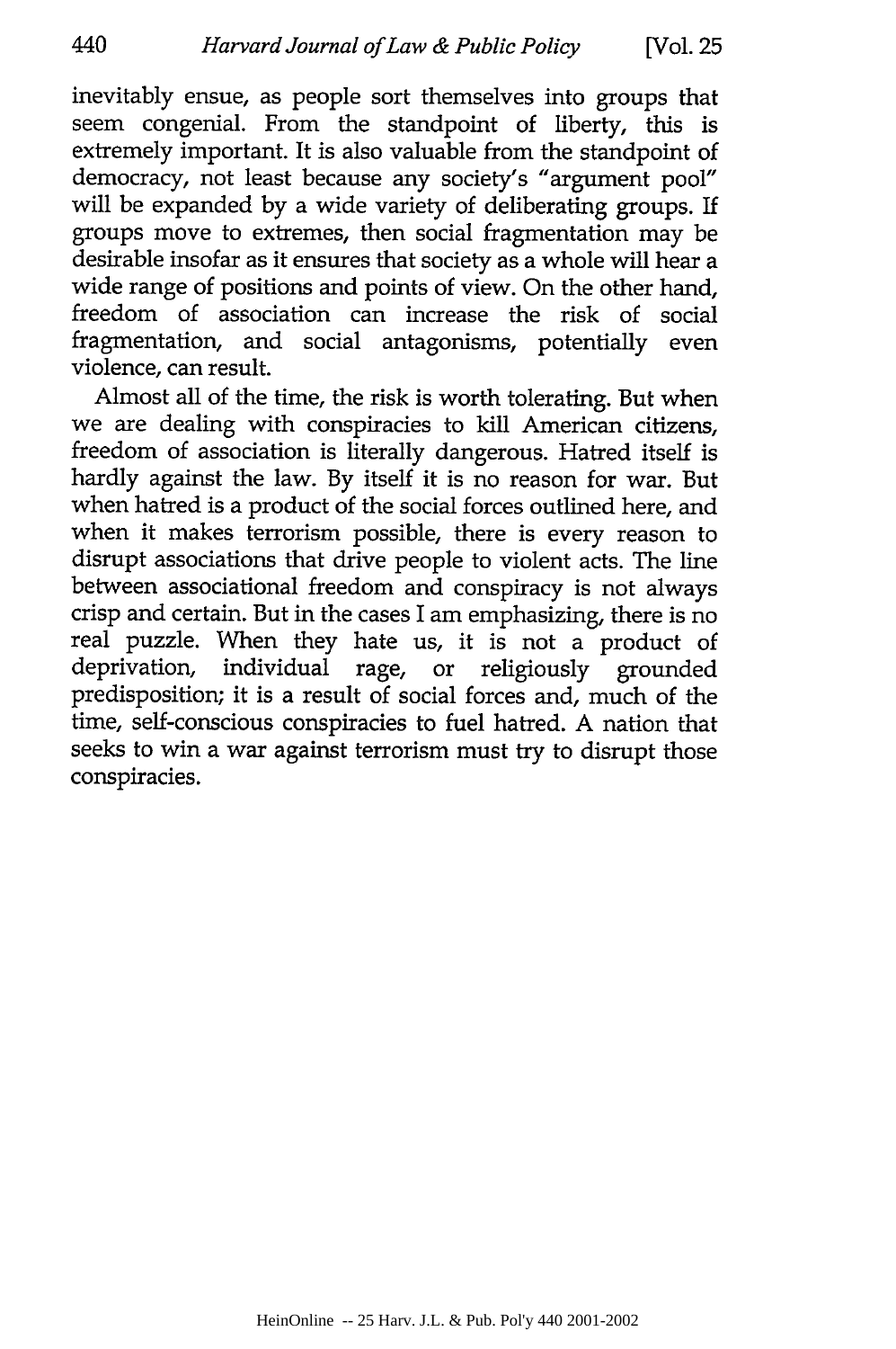inevitably ensue, as people sort themselves into groups that seem congenial. From the standpoint of liberty, this is extremely important. It is also valuable from the standpoint of democracy, not least because any society's "argument pool" will be expanded by a wide variety of deliberating groups. If groups move to extremes, then social fragmentation may be desirable insofar as it ensures that society as a whole will hear a wide range of positions and points of view. On the other hand, freedom of association can increase the risk of social fragmentation, and social antagonisms, potentially even violence, can result.

Almost all of the time, the risk is worth tolerating. But when we are dealing with conspiracies to kill American citizens, freedom of association is literally dangerous. Hatred itself is hardly against the law. By itself it is no reason for war. But when hatred is a product of the social forces outlined here, and when it makes terrorism possible, there is every reason to disrupt associations that drive people to violent acts. The line between associational freedom and conspiracy is not always crisp and certain. But in the cases I am emphasizing, there is no real puzzle. When they hate us, it is not a product of deprivation, individual rage, or religiously grounded predisposition; it is a result of social forces and, much of the time, self-conscious conspiracies to fuel hatred. A nation that seeks to win a war against terrorism must try to disrupt those conspiracies.